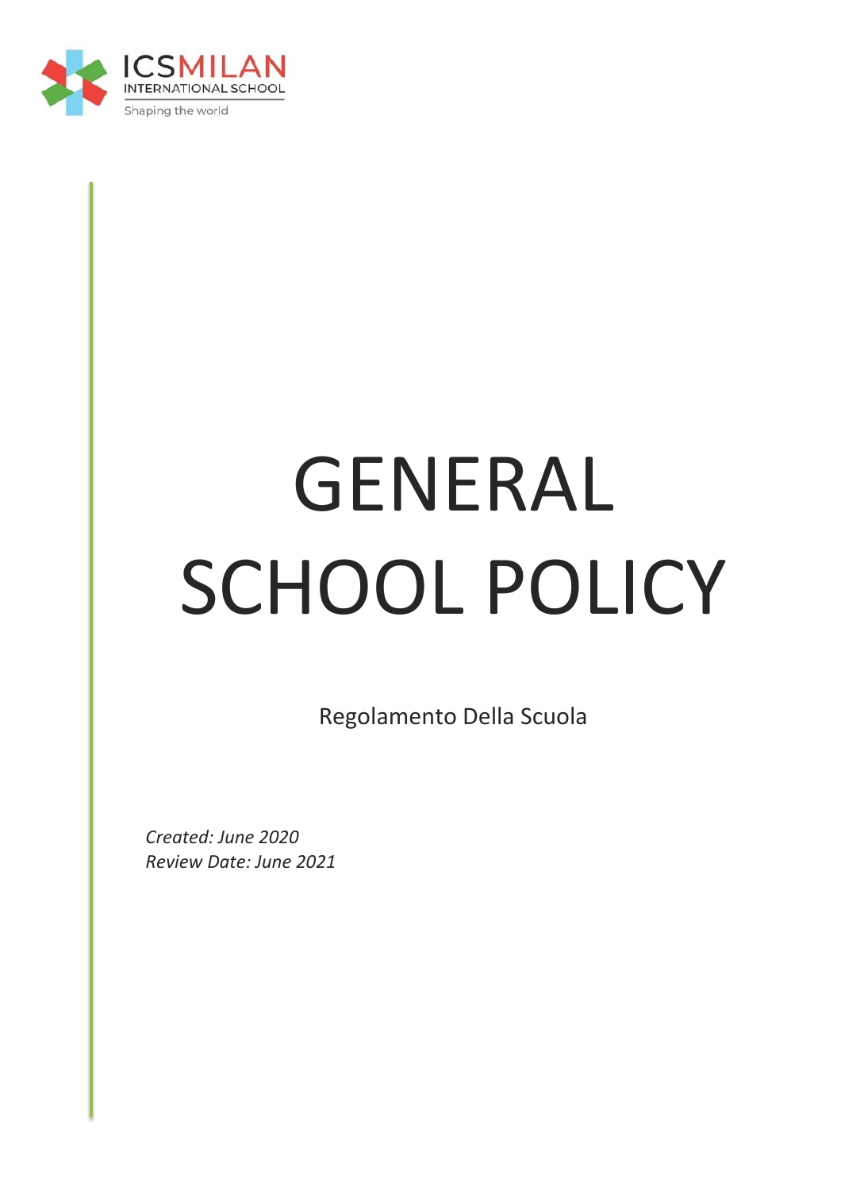ICSMILAN INTERNATIONAL SCHOOL

Shaping the world

# GENERAL SCHOOL POLICY

Regolamento Della Scuola

*Created: June 2020*
*Review Date: June 2021*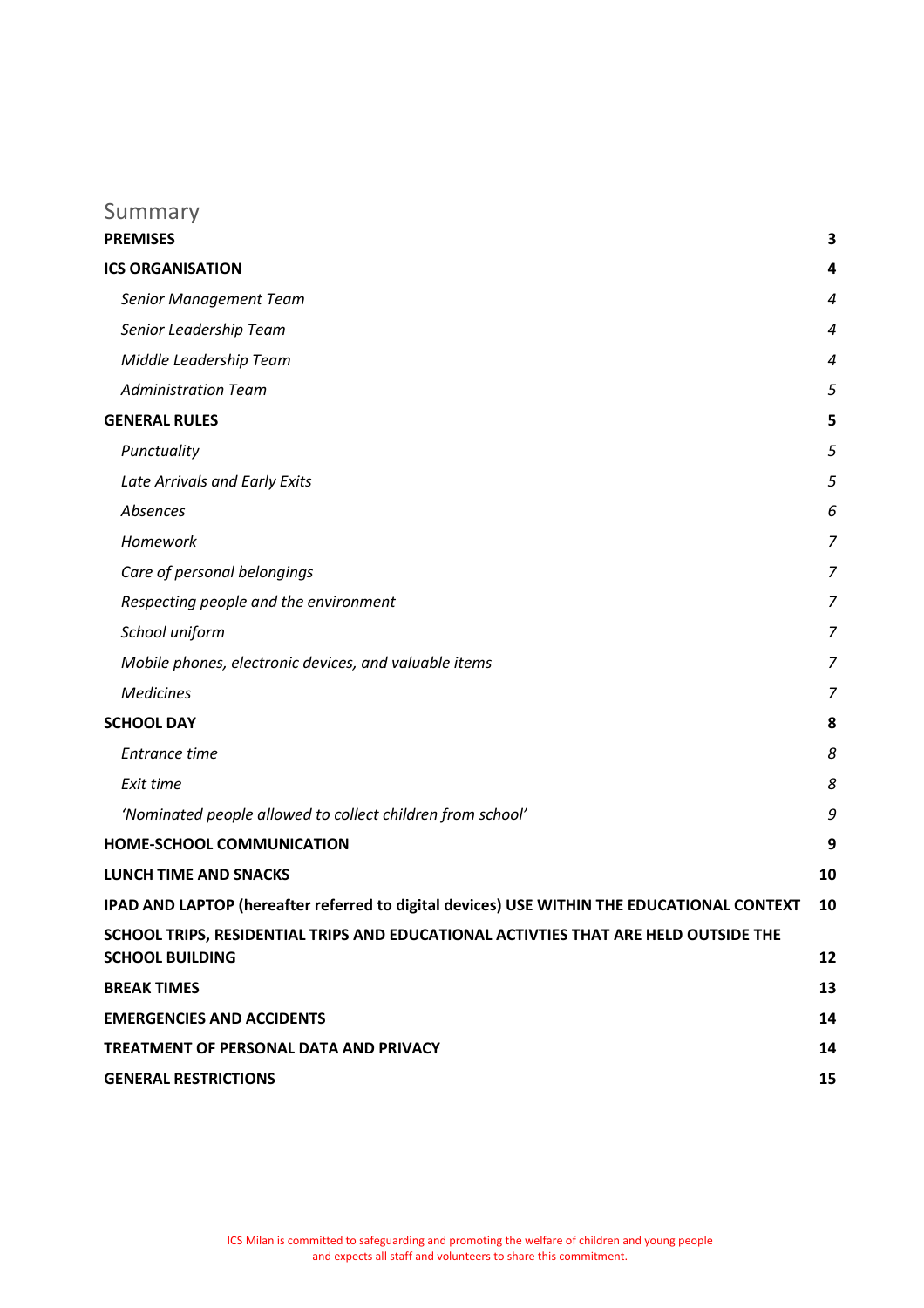## Summary

| | |
|---|---|
| **PREMISES** | **3** |
| **ICS ORGANISATION** | **4** |
| *Senior Management Team* | *4* |
| *Senior Leadership Team* | *4* |
| *Middle Leadership Team* | *4* |
| *Administration Team* | *5* |
| **GENERAL RULES** | **5** |
| *Punctuality* | *5* |
| *Late Arrivals and Early Exits* | *5* |
| *Absences* | *6* |
| *Homework* | *7* |
| *Care of personal belongings* | *7* |
| *Respecting people and the environment* | *7* |
| *School uniform* | *7* |
| *Mobile phones, electronic devices, and valuable items* | *7* |
| *Medicines* | *7* |
| **SCHOOL DAY** | **8** |
| *Entrance time* | *8* |
| *Exit time* | *8* |
| *'Nominated people allowed to collect children from school'* | *9* |
| **HOME-SCHOOL COMMUNICATION** | **9** |
| **LUNCH TIME AND SNACKS** | **10** |
| **IPAD AND LAPTOP (hereafter referred to digital devices) USE WITHIN THE EDUCATIONAL CONTEXT** | **10** |
| **SCHOOL TRIPS, RESIDENTIAL TRIPS AND EDUCATIONAL ACTIVTIES THAT ARE HELD OUTSIDE THE SCHOOL BUILDING** | **12** |
| **BREAK TIMES** | **13** |
| **EMERGENCIES AND ACCIDENTS** | **14** |
| **TREATMENT OF PERSONAL DATA AND PRIVACY** | **14** |
| **GENERAL RESTRICTIONS** | **15** |

ICS Milan is committed to safeguarding and promoting the welfare of children and young people and expects all staff and volunteers to share this commitment.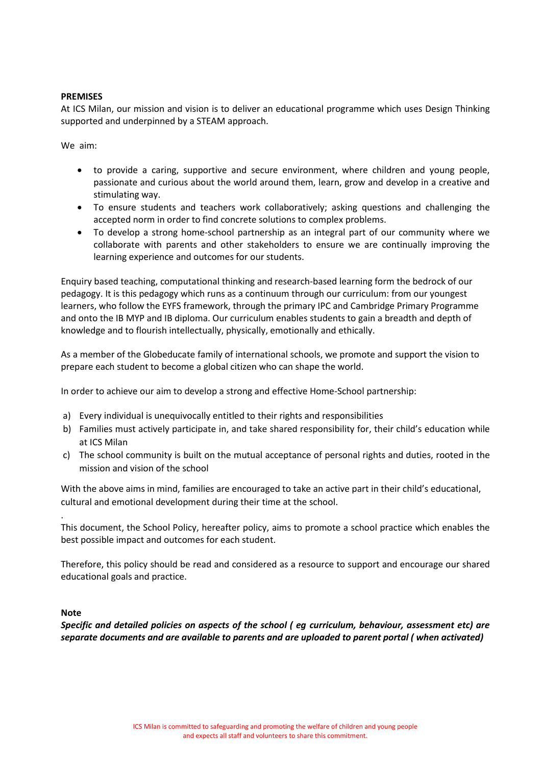**PREMISES**

At ICS Milan, our mission and vision is to deliver an educational programme which uses Design Thinking supported and underpinned by a STEAM approach.

We aim:

- to provide a caring, supportive and secure environment, where children and young people, passionate and curious about the world around them, learn, grow and develop in a creative and stimulating way.
- To ensure students and teachers work collaboratively; asking questions and challenging the accepted norm in order to find concrete solutions to complex problems.
- To develop a strong home-school partnership as an integral part of our community where we collaborate with parents and other stakeholders to ensure we are continually improving the learning experience and outcomes for our students.

Enquiry based teaching, computational thinking and research-based learning form the bedrock of our pedagogy. It is this pedagogy which runs as a continuum through our curriculum: from our youngest learners, who follow the EYFS framework, through the primary IPC and Cambridge Primary Programme and onto the IB MYP and IB diploma. Our curriculum enables students to gain a breadth and depth of knowledge and to flourish intellectually, physically, emotionally and ethically.

As a member of the Globeducate family of international schools, we promote and support the vision to prepare each student to become a global citizen who can shape the world.

In order to achieve our aim to develop a strong and effective Home-School partnership:

a) Every individual is unequivocally entitled to their rights and responsibilities
b) Families must actively participate in, and take shared responsibility for, their child's education while at ICS Milan
c) The school community is built on the mutual acceptance of personal rights and duties, rooted in the mission and vision of the school

With the above aims in mind, families are encouraged to take an active part in their child's educational, cultural and emotional development during their time at the school.

.

This document, the School Policy, hereafter policy, aims to promote a school practice which enables the best possible impact and outcomes for each student.

Therefore, this policy should be read and considered as a resource to support and encourage our shared educational goals and practice.

**Note**

***Specific and detailed policies on aspects of the school ( eg curriculum, behaviour, assessment etc) are separate documents and are available to parents and are uploaded to parent portal ( when activated)***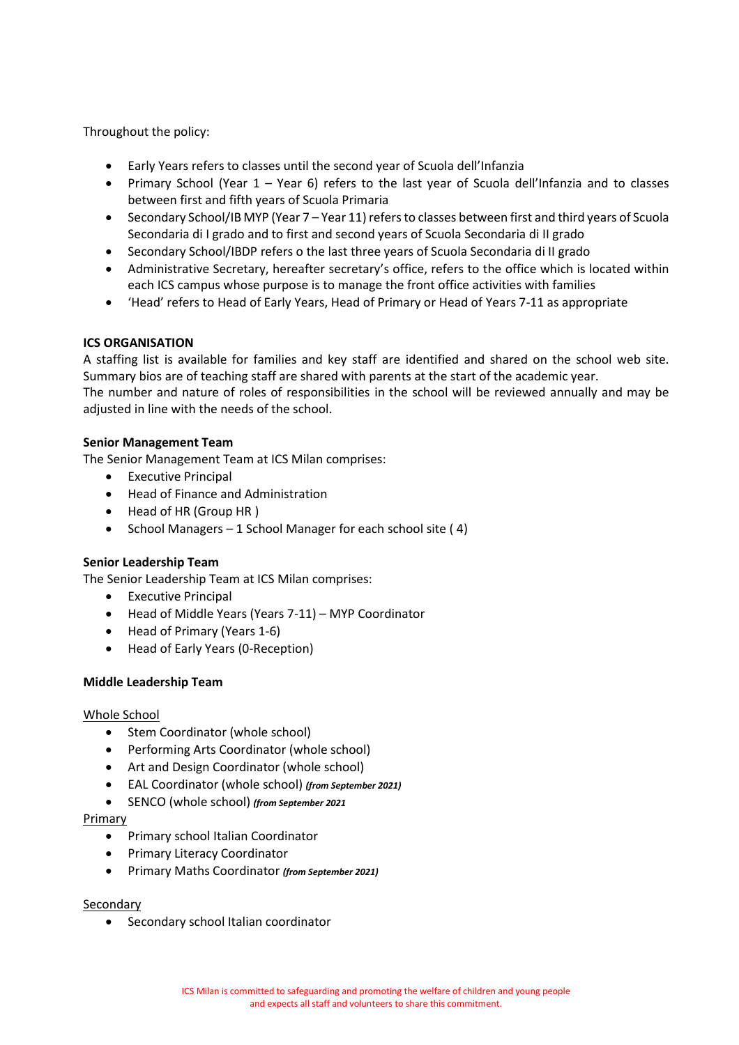Throughout the policy:

- Early Years refers to classes until the second year of Scuola dell'Infanzia
- Primary School (Year 1 – Year 6) refers to the last year of Scuola dell'Infanzia and to classes between first and fifth years of Scuola Primaria
- Secondary School/IB MYP (Year 7 – Year 11) refers to classes between first and third years of Scuola Secondaria di I grado and to first and second years of Scuola Secondaria di II grado
- Secondary School/IBDP refers o the last three years of Scuola Secondaria di II grado
- Administrative Secretary, hereafter secretary's office, refers to the office which is located within each ICS campus whose purpose is to manage the front office activities with families
- 'Head' refers to Head of Early Years, Head of Primary or Head of Years 7-11 as appropriate

**ICS ORGANISATION**

A staffing list is available for families and key staff are identified and shared on the school web site. Summary bios are of teaching staff are shared with parents at the start of the academic year.
The number and nature of roles of responsibilities in the school will be reviewed annually and may be adjusted in line with the needs of the school.

**Senior Management Team**

The Senior Management Team at ICS Milan comprises:

- Executive Principal
- Head of Finance and Administration
- Head of HR (Group HR )
- School Managers – 1 School Manager for each school site ( 4)

**Senior Leadership Team**

The Senior Leadership Team at ICS Milan comprises:

- Executive Principal
- Head of Middle Years (Years 7-11) – MYP Coordinator
- Head of Primary (Years 1-6)
- Head of Early Years (0-Reception)

**Middle Leadership Team**

Whole School

- Stem Coordinator (whole school)
- Performing Arts Coordinator (whole school)
- Art and Design Coordinator (whole school)
- EAL Coordinator (whole school) ***(from September 2021)***
- SENCO (whole school) ***(from September 2021***

Primary

- Primary school Italian Coordinator
- Primary Literacy Coordinator
- Primary Maths Coordinator ***(from September 2021)***

Secondary

- Secondary school Italian coordinator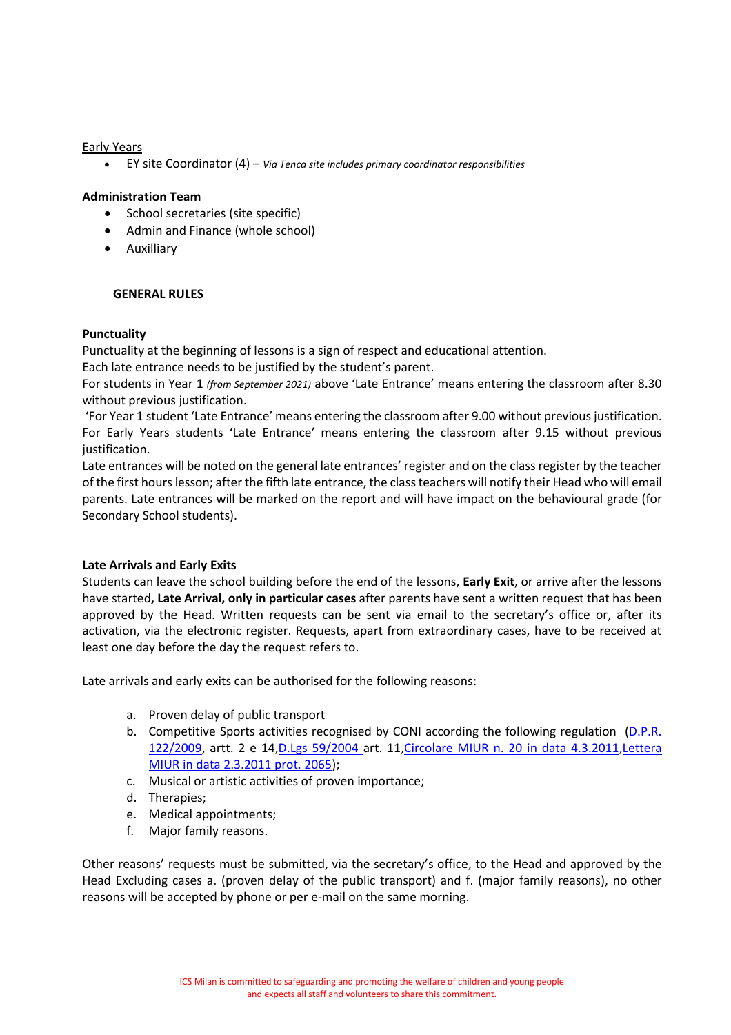Early Years

- EY site Coordinator (4) – *Via Tenca site includes primary coordinator responsibilities*

**Administration Team**

- School secretaries (site specific)
- Admin and Finance (whole school)
- Auxilliary

## GENERAL RULES

**Punctuality**

Punctuality at the beginning of lessons is a sign of respect and educational attention.
Each late entrance needs to be justified by the student's parent.
For students in Year 1 *(from September 2021)* above 'Late Entrance' means entering the classroom after 8.30 without previous justification.
 'For Year 1 student 'Late Entrance' means entering the classroom after 9.00 without previous justification. For Early Years students 'Late Entrance' means entering the classroom after 9.15 without previous justification.
Late entrances will be noted on the general late entrances' register and on the class register by the teacher of the first hours lesson; after the fifth late entrance, the class teachers will notify their Head who will email parents. Late entrances will be marked on the report and will have impact on the behavioural grade (for Secondary School students).

**Late Arrivals and Early Exits**

Students can leave the school building before the end of the lessons, **Early Exit**, or arrive after the lessons have started**, Late Arrival, only in particular cases** after parents have sent a written request that has been approved by the Head. Written requests can be sent via email to the secretary's office or, after its activation, via the electronic register. Requests, apart from extraordinary cases, have to be received at least one day before the day the request refers to.

Late arrivals and early exits can be authorised for the following reasons:

a. Proven delay of public transport
b. Competitive Sports activities recognised by CONI according the following regulation (D.P.R. 122/2009, artt. 2 e 14, D.Lgs 59/2004 art. 11, Circolare MIUR n. 20 in data 4.3.2011, Lettera MIUR in data 2.3.2011 prot. 2065);
c. Musical or artistic activities of proven importance;
d. Therapies;
e. Medical appointments;
f. Major family reasons.

Other reasons' requests must be submitted, via the secretary's office, to the Head and approved by the Head Excluding cases a. (proven delay of the public transport) and f. (major family reasons), no other reasons will be accepted by phone or per e-mail on the same morning.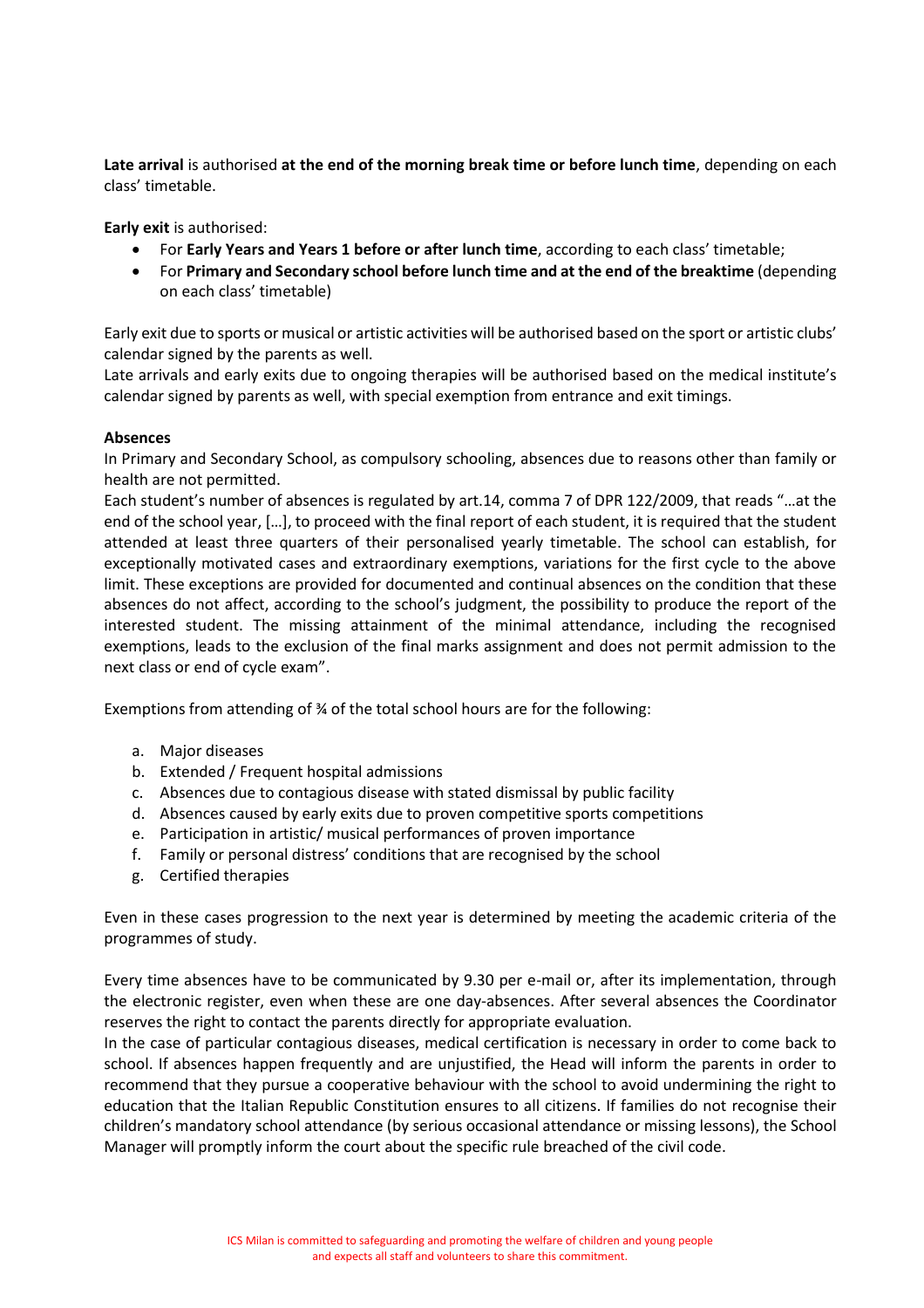**Late arrival** is authorised **at the end of the morning break time or before lunch time**, depending on each class' timetable.

**Early exit** is authorised:

- For **Early Years and Years 1 before or after lunch time**, according to each class' timetable;
- For **Primary and Secondary school before lunch time and at the end of the breaktime** (depending on each class' timetable)

Early exit due to sports or musical or artistic activities will be authorised based on the sport or artistic clubs' calendar signed by the parents as well.
Late arrivals and early exits due to ongoing therapies will be authorised based on the medical institute's calendar signed by parents as well, with special exemption from entrance and exit timings.

**Absences**
In Primary and Secondary School, as compulsory schooling, absences due to reasons other than family or health are not permitted.
Each student's number of absences is regulated by art.14, comma 7 of DPR 122/2009, that reads "…at the end of the school year, […], to proceed with the final report of each student, it is required that the student attended at least three quarters of their personalised yearly timetable. The school can establish, for exceptionally motivated cases and extraordinary exemptions, variations for the first cycle to the above limit. These exceptions are provided for documented and continual absences on the condition that these absences do not affect, according to the school's judgment, the possibility to produce the report of the interested student. The missing attainment of the minimal attendance, including the recognised exemptions, leads to the exclusion of the final marks assignment and does not permit admission to the next class or end of cycle exam".

Exemptions from attending of ¾ of the total school hours are for the following:

a. Major diseases
b. Extended / Frequent hospital admissions
c. Absences due to contagious disease with stated dismissal by public facility
d. Absences caused by early exits due to proven competitive sports competitions
e. Participation in artistic/ musical performances of proven importance
f. Family or personal distress' conditions that are recognised by the school
g. Certified therapies

Even in these cases progression to the next year is determined by meeting the academic criteria of the programmes of study.

Every time absences have to be communicated by 9.30 per e-mail or, after its implementation, through the electronic register, even when these are one day-absences. After several absences the Coordinator reserves the right to contact the parents directly for appropriate evaluation.
In the case of particular contagious diseases, medical certification is necessary in order to come back to school. If absences happen frequently and are unjustified, the Head will inform the parents in order to recommend that they pursue a cooperative behaviour with the school to avoid undermining the right to education that the Italian Republic Constitution ensures to all citizens. If families do not recognise their children's mandatory school attendance (by serious occasional attendance or missing lessons), the School Manager will promptly inform the court about the specific rule breached of the civil code.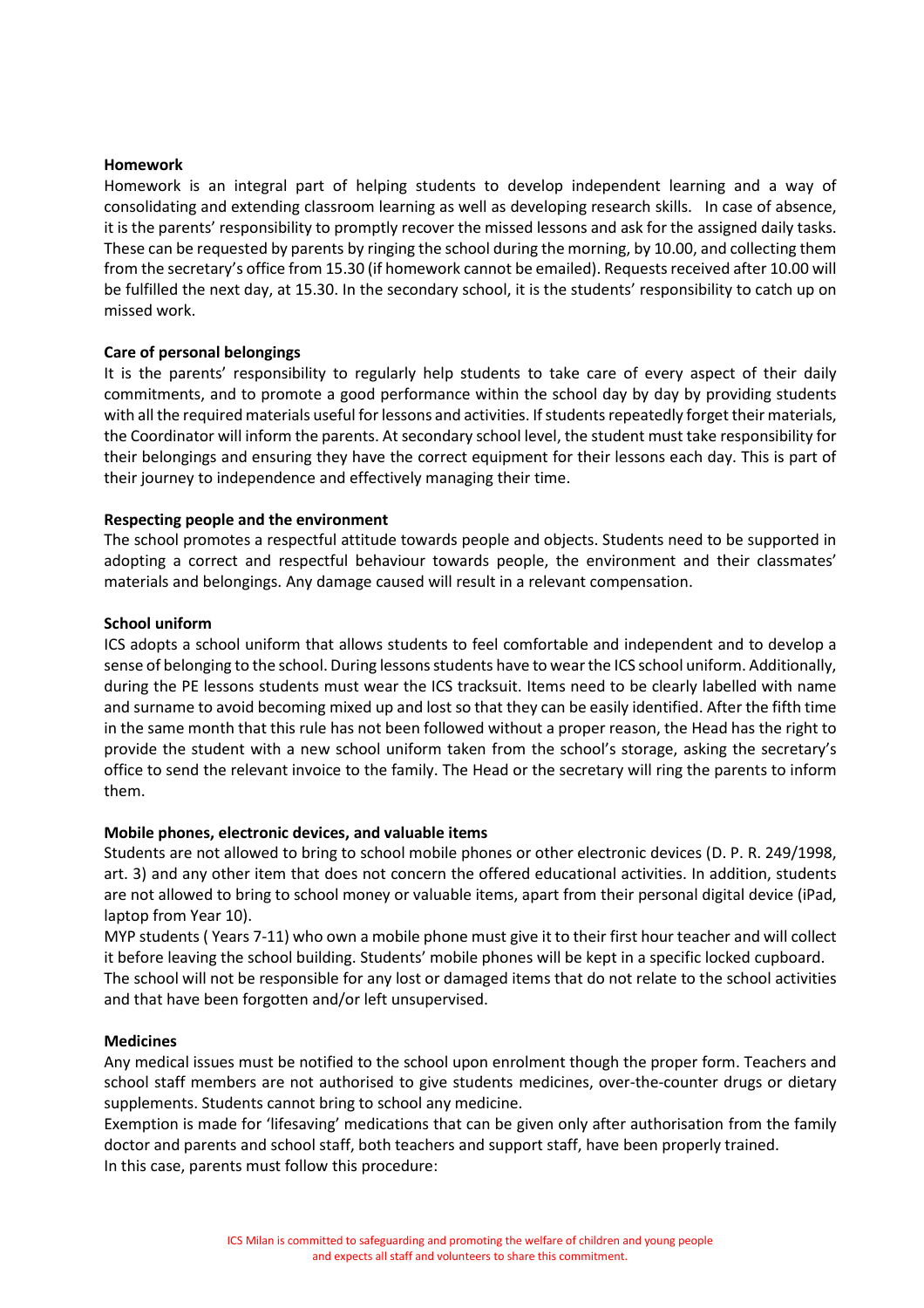**Homework**

Homework is an integral part of helping students to develop independent learning and a way of consolidating and extending classroom learning as well as developing research skills. In case of absence, it is the parents' responsibility to promptly recover the missed lessons and ask for the assigned daily tasks. These can be requested by parents by ringing the school during the morning, by 10.00, and collecting them from the secretary's office from 15.30 (if homework cannot be emailed). Requests received after 10.00 will be fulfilled the next day, at 15.30. In the secondary school, it is the students' responsibility to catch up on missed work.

**Care of personal belongings**

It is the parents' responsibility to regularly help students to take care of every aspect of their daily commitments, and to promote a good performance within the school day by day by providing students with all the required materials useful for lessons and activities. If students repeatedly forget their materials, the Coordinator will inform the parents. At secondary school level, the student must take responsibility for their belongings and ensuring they have the correct equipment for their lessons each day. This is part of their journey to independence and effectively managing their time.

**Respecting people and the environment**

The school promotes a respectful attitude towards people and objects. Students need to be supported in adopting a correct and respectful behaviour towards people, the environment and their classmates' materials and belongings. Any damage caused will result in a relevant compensation.

**School uniform**

ICS adopts a school uniform that allows students to feel comfortable and independent and to develop a sense of belonging to the school. During lessons students have to wear the ICS school uniform. Additionally, during the PE lessons students must wear the ICS tracksuit. Items need to be clearly labelled with name and surname to avoid becoming mixed up and lost so that they can be easily identified. After the fifth time in the same month that this rule has not been followed without a proper reason, the Head has the right to provide the student with a new school uniform taken from the school's storage, asking the secretary's office to send the relevant invoice to the family. The Head or the secretary will ring the parents to inform them.

**Mobile phones, electronic devices, and valuable items**

Students are not allowed to bring to school mobile phones or other electronic devices (D. P. R. 249/1998, art. 3) and any other item that does not concern the offered educational activities. In addition, students are not allowed to bring to school money or valuable items, apart from their personal digital device (iPad, laptop from Year 10).

MYP students ( Years 7-11) who own a mobile phone must give it to their first hour teacher and will collect it before leaving the school building. Students' mobile phones will be kept in a specific locked cupboard.

The school will not be responsible for any lost or damaged items that do not relate to the school activities and that have been forgotten and/or left unsupervised.

**Medicines**

Any medical issues must be notified to the school upon enrolment though the proper form. Teachers and school staff members are not authorised to give students medicines, over-the-counter drugs or dietary supplements. Students cannot bring to school any medicine.

Exemption is made for 'lifesaving' medications that can be given only after authorisation from the family doctor and parents and school staff, both teachers and support staff, have been properly trained.

In this case, parents must follow this procedure: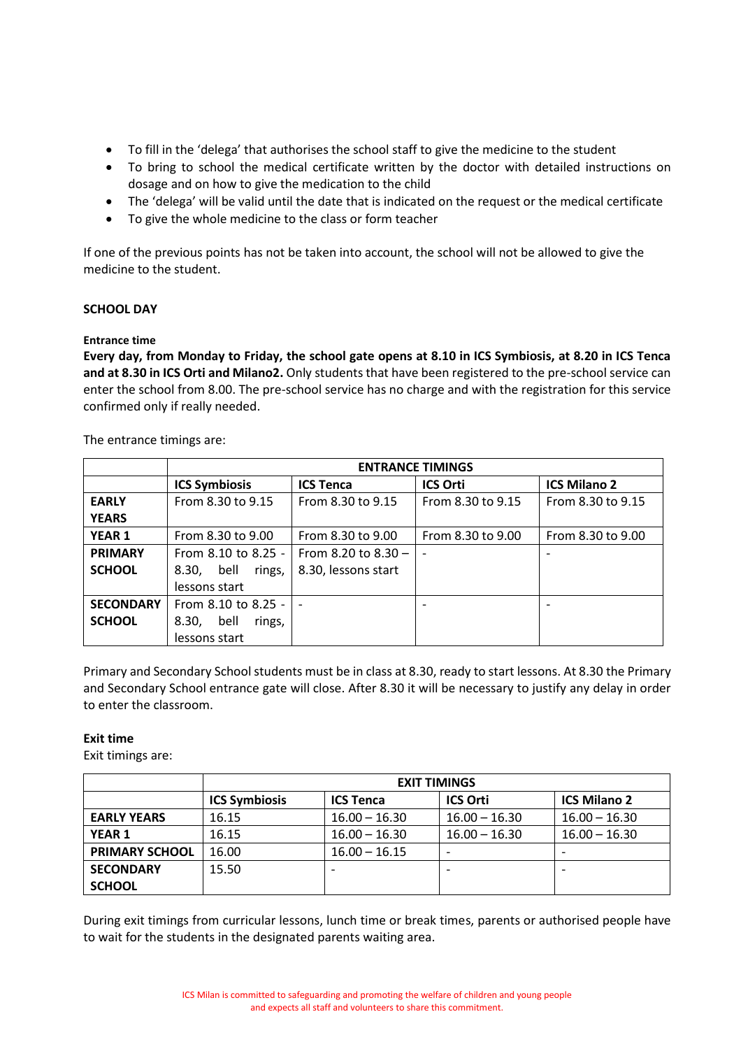- To fill in the 'delega' that authorises the school staff to give the medicine to the student
- To bring to school the medical certificate written by the doctor with detailed instructions on dosage and on how to give the medication to the child
- The 'delega' will be valid until the date that is indicated on the request or the medical certificate
- To give the whole medicine to the class or form teacher

If one of the previous points has not be taken into account, the school will not be allowed to give the medicine to the student.

## SCHOOL DAY

#### Entrance time

**Every day, from Monday to Friday, the school gate opens at 8.10 in ICS Symbiosis, at 8.20 in ICS Tenca and at 8.30 in ICS Orti and Milano2.** Only students that have been registered to the pre-school service can enter the school from 8.00. The pre-school service has no charge and with the registration for this service confirmed only if really needed.

The entrance timings are:

| | ENTRANCE TIMINGS | | | |
|---|---|---|---|---|
| | **ICS Symbiosis** | **ICS Tenca** | **ICS Orti** | **ICS Milano 2** |
| **EARLY YEARS** | From 8.30 to 9.15 | From 8.30 to 9.15 | From 8.30 to 9.15 | From 8.30 to 9.15 |
| **YEAR 1** | From 8.30 to 9.00 | From 8.30 to 9.00 | From 8.30 to 9.00 | From 8.30 to 9.00 |
| **PRIMARY SCHOOL** | From 8.10 to 8.25 - 8.30, bell rings, lessons start | From 8.20 to 8.30 – 8.30, lessons start | - | - |
| **SECONDARY SCHOOL** | From 8.10 to 8.25 - 8.30, bell rings, lessons start | - | - | - |

Primary and Secondary School students must be in class at 8.30, ready to start lessons. At 8.30 the Primary and Secondary School entrance gate will close. After 8.30 it will be necessary to justify any delay in order to enter the classroom.

#### Exit time

Exit timings are:

| | EXIT TIMINGS | | | |
|---|---|---|---|---|
| | **ICS Symbiosis** | **ICS Tenca** | **ICS Orti** | **ICS Milano 2** |
| **EARLY YEARS** | 16.15 | 16.00 – 16.30 | 16.00 – 16.30 | 16.00 – 16.30 |
| **YEAR 1** | 16.15 | 16.00 – 16.30 | 16.00 – 16.30 | 16.00 – 16.30 |
| **PRIMARY SCHOOL** | 16.00 | 16.00 – 16.15 | - | - |
| **SECONDARY SCHOOL** | 15.50 | - | - | - |

During exit timings from curricular lessons, lunch time or break times, parents or authorised people have to wait for the students in the designated parents waiting area.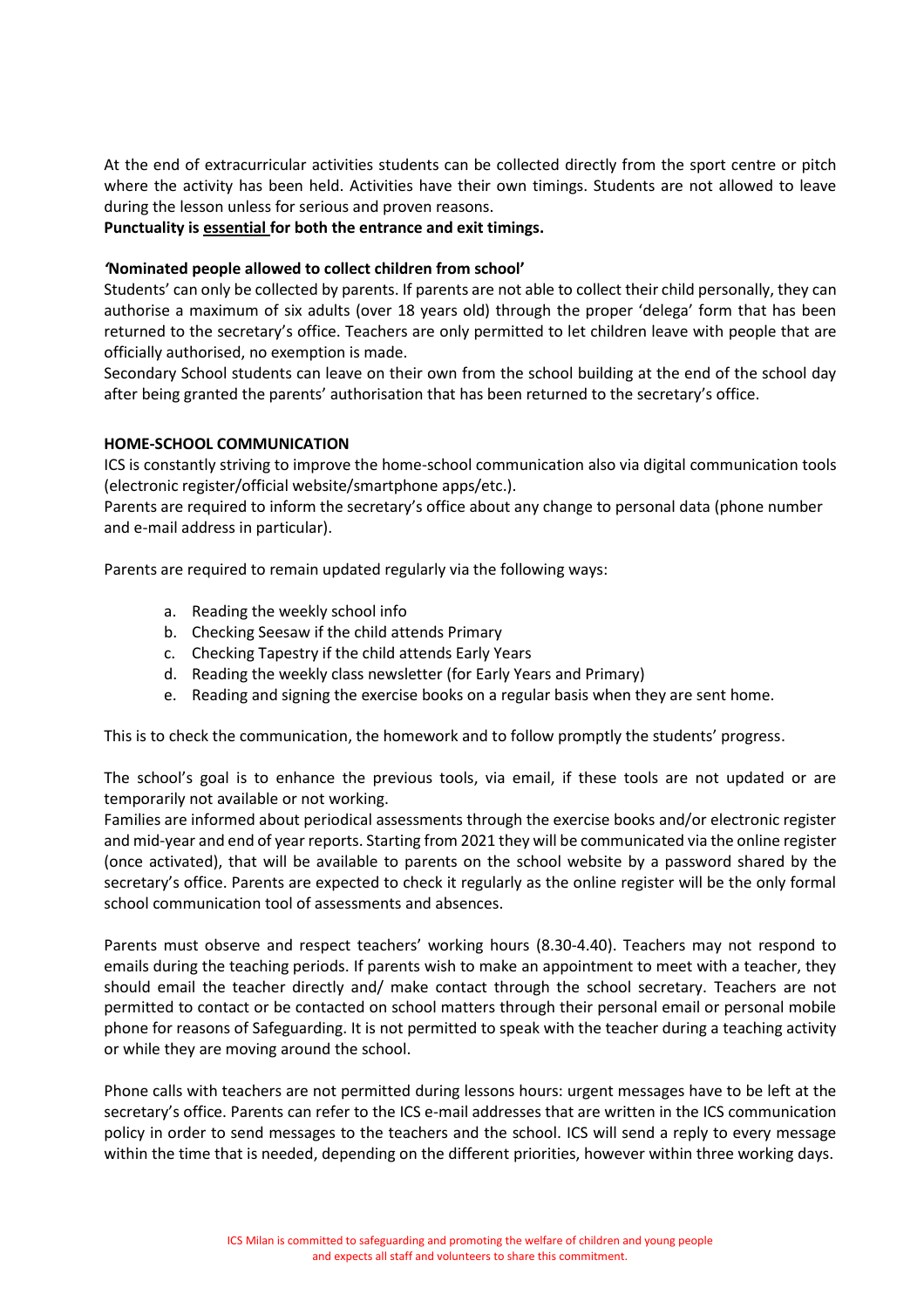At the end of extracurricular activities students can be collected directly from the sport centre or pitch where the activity has been held. Activities have their own timings. Students are not allowed to leave during the lesson unless for serious and proven reasons.

**Punctuality is <u>essential</u> for both the entrance and exit timings.**

**'Nominated people allowed to collect children from school'**

Students' can only be collected by parents. If parents are not able to collect their child personally, they can authorise a maximum of six adults (over 18 years old) through the proper 'delega' form that has been returned to the secretary's office. Teachers are only permitted to let children leave with people that are officially authorised, no exemption is made.

Secondary School students can leave on their own from the school building at the end of the school day after being granted the parents' authorisation that has been returned to the secretary's office.

**HOME-SCHOOL COMMUNICATION**

ICS is constantly striving to improve the home-school communication also via digital communication tools (electronic register/official website/smartphone apps/etc.).

Parents are required to inform the secretary's office about any change to personal data (phone number and e-mail address in particular).

Parents are required to remain updated regularly via the following ways:

a. Reading the weekly school info
b. Checking Seesaw if the child attends Primary
c. Checking Tapestry if the child attends Early Years
d. Reading the weekly class newsletter (for Early Years and Primary)
e. Reading and signing the exercise books on a regular basis when they are sent home.

This is to check the communication, the homework and to follow promptly the students' progress.

The school's goal is to enhance the previous tools, via email, if these tools are not updated or are temporarily not available or not working.

Families are informed about periodical assessments through the exercise books and/or electronic register and mid-year and end of year reports. Starting from 2021 they will be communicated via the online register (once activated), that will be available to parents on the school website by a password shared by the secretary's office. Parents are expected to check it regularly as the online register will be the only formal school communication tool of assessments and absences.

Parents must observe and respect teachers' working hours (8.30-4.40). Teachers may not respond to emails during the teaching periods. If parents wish to make an appointment to meet with a teacher, they should email the teacher directly and/ make contact through the school secretary. Teachers are not permitted to contact or be contacted on school matters through their personal email or personal mobile phone for reasons of Safeguarding. It is not permitted to speak with the teacher during a teaching activity or while they are moving around the school.

Phone calls with teachers are not permitted during lessons hours: urgent messages have to be left at the secretary's office. Parents can refer to the ICS e-mail addresses that are written in the ICS communication policy in order to send messages to the teachers and the school. ICS will send a reply to every message within the time that is needed, depending on the different priorities, however within three working days.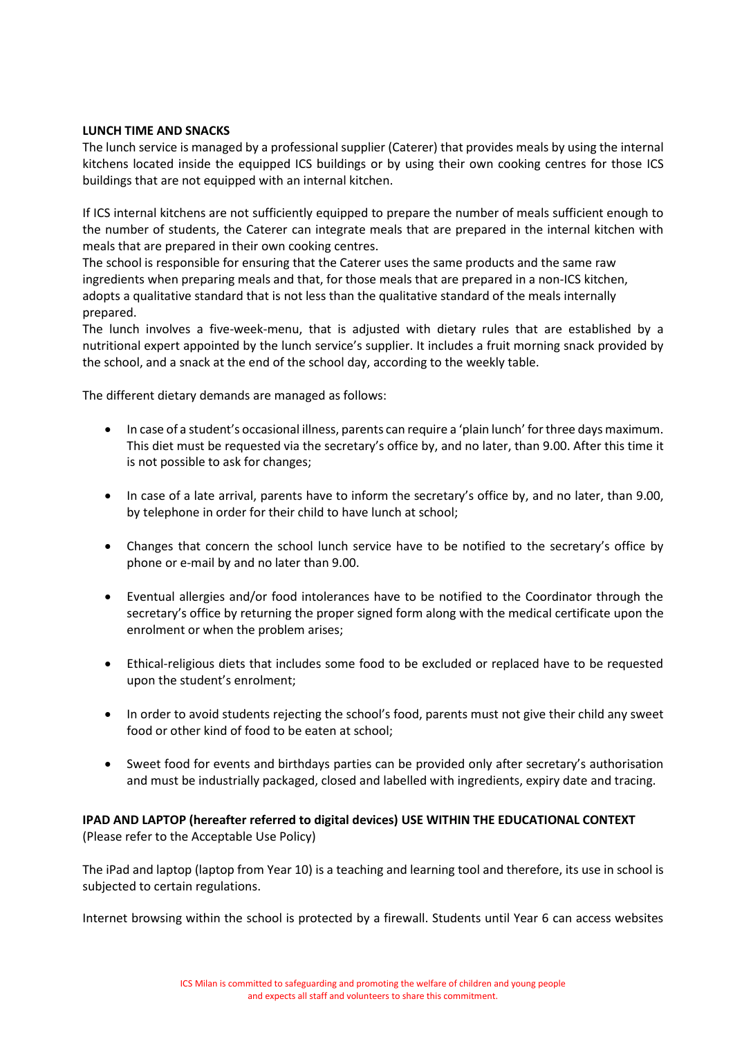**LUNCH TIME AND SNACKS**

The lunch service is managed by a professional supplier (Caterer) that provides meals by using the internal kitchens located inside the equipped ICS buildings or by using their own cooking centres for those ICS buildings that are not equipped with an internal kitchen.

If ICS internal kitchens are not sufficiently equipped to prepare the number of meals sufficient enough to the number of students, the Caterer can integrate meals that are prepared in the internal kitchen with meals that are prepared in their own cooking centres.
The school is responsible for ensuring that the Caterer uses the same products and the same raw ingredients when preparing meals and that, for those meals that are prepared in a non-ICS kitchen, adopts a qualitative standard that is not less than the qualitative standard of the meals internally prepared.
The lunch involves a five-week-menu, that is adjusted with dietary rules that are established by a nutritional expert appointed by the lunch service's supplier. It includes a fruit morning snack provided by the school, and a snack at the end of the school day, according to the weekly table.

The different dietary demands are managed as follows:

- In case of a student's occasional illness, parents can require a 'plain lunch' for three days maximum. This diet must be requested via the secretary's office by, and no later, than 9.00. After this time it is not possible to ask for changes;

- In case of a late arrival, parents have to inform the secretary's office by, and no later, than 9.00, by telephone in order for their child to have lunch at school;

- Changes that concern the school lunch service have to be notified to the secretary's office by phone or e-mail by and no later than 9.00.

- Eventual allergies and/or food intolerances have to be notified to the Coordinator through the secretary's office by returning the proper signed form along with the medical certificate upon the enrolment or when the problem arises;

- Ethical-religious diets that includes some food to be excluded or replaced have to be requested upon the student's enrolment;

- In order to avoid students rejecting the school's food, parents must not give their child any sweet food or other kind of food to be eaten at school;

- Sweet food for events and birthdays parties can be provided only after secretary's authorisation and must be industrially packaged, closed and labelled with ingredients, expiry date and tracing.

**IPAD AND LAPTOP (hereafter referred to digital devices) USE WITHIN THE EDUCATIONAL CONTEXT**
(Please refer to the Acceptable Use Policy)

The iPad and laptop (laptop from Year 10) is a teaching and learning tool and therefore, its use in school is subjected to certain regulations.

Internet browsing within the school is protected by a firewall. Students until Year 6 can access websites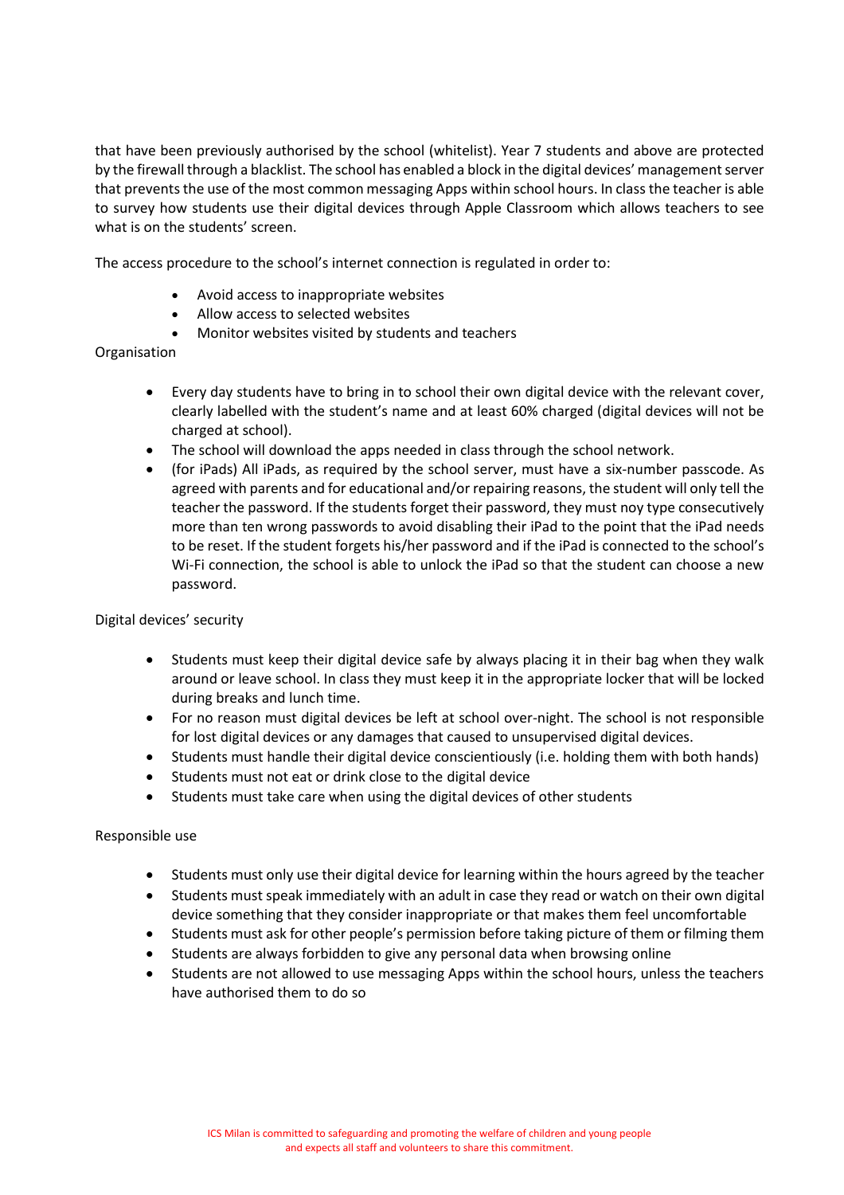that have been previously authorised by the school (whitelist). Year 7 students and above are protected by the firewall through a blacklist. The school has enabled a block in the digital devices' management server that prevents the use of the most common messaging Apps within school hours. In class the teacher is able to survey how students use their digital devices through Apple Classroom which allows teachers to see what is on the students' screen.

The access procedure to the school's internet connection is regulated in order to:

- Avoid access to inappropriate websites
- Allow access to selected websites
- Monitor websites visited by students and teachers

Organisation

- Every day students have to bring in to school their own digital device with the relevant cover, clearly labelled with the student's name and at least 60% charged (digital devices will not be charged at school).
- The school will download the apps needed in class through the school network.
- (for iPads) All iPads, as required by the school server, must have a six-number passcode. As agreed with parents and for educational and/or repairing reasons, the student will only tell the teacher the password. If the students forget their password, they must noy type consecutively more than ten wrong passwords to avoid disabling their iPad to the point that the iPad needs to be reset. If the student forgets his/her password and if the iPad is connected to the school's Wi-Fi connection, the school is able to unlock the iPad so that the student can choose a new password.

Digital devices' security

- Students must keep their digital device safe by always placing it in their bag when they walk around or leave school. In class they must keep it in the appropriate locker that will be locked during breaks and lunch time.
- For no reason must digital devices be left at school over-night. The school is not responsible for lost digital devices or any damages that caused to unsupervised digital devices.
- Students must handle their digital device conscientiously (i.e. holding them with both hands)
- Students must not eat or drink close to the digital device
- Students must take care when using the digital devices of other students

Responsible use

- Students must only use their digital device for learning within the hours agreed by the teacher
- Students must speak immediately with an adult in case they read or watch on their own digital device something that they consider inappropriate or that makes them feel uncomfortable
- Students must ask for other people's permission before taking picture of them or filming them
- Students are always forbidden to give any personal data when browsing online
- Students are not allowed to use messaging Apps within the school hours, unless the teachers have authorised them to do so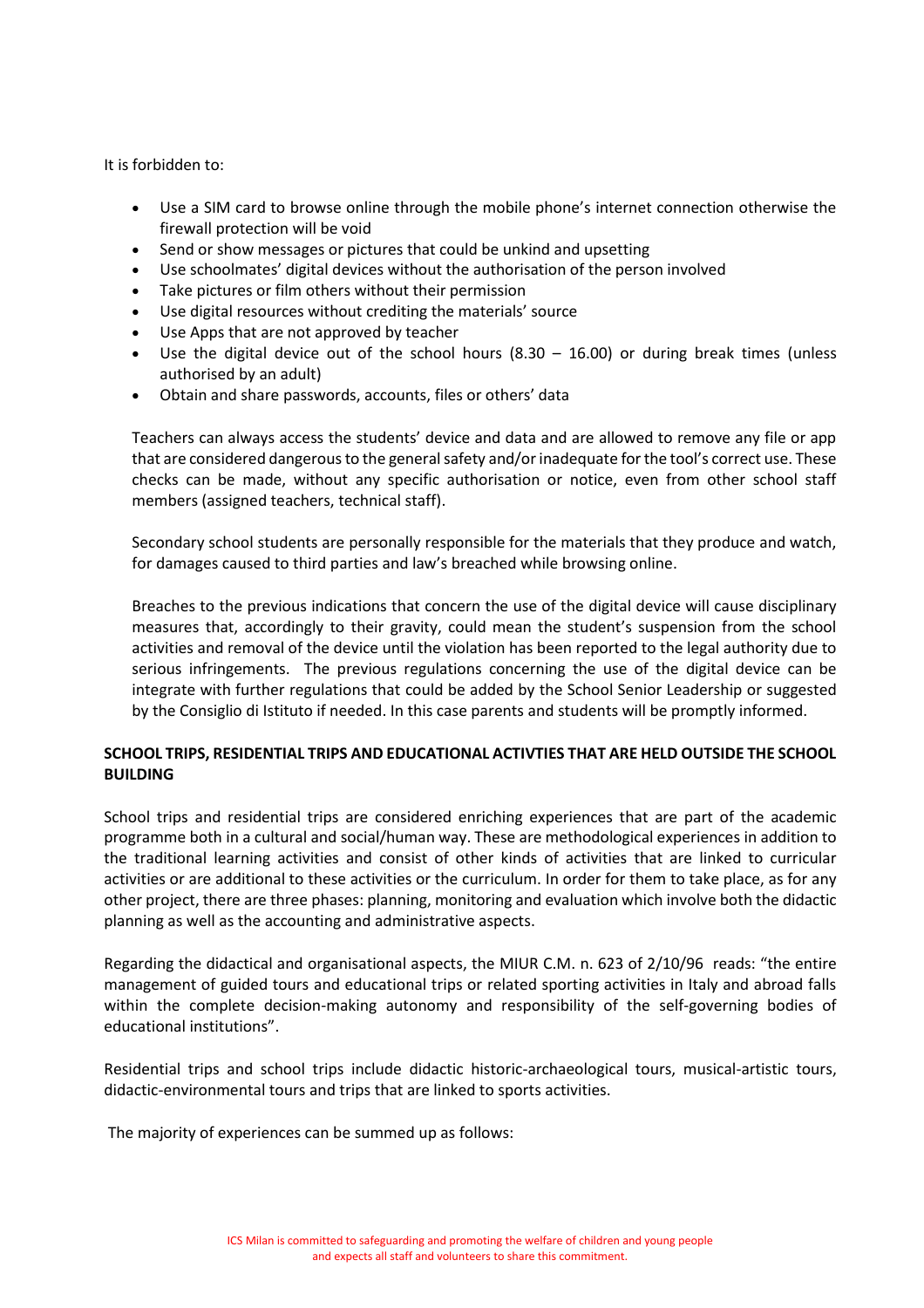It is forbidden to:

- Use a SIM card to browse online through the mobile phone's internet connection otherwise the firewall protection will be void
- Send or show messages or pictures that could be unkind and upsetting
- Use schoolmates' digital devices without the authorisation of the person involved
- Take pictures or film others without their permission
- Use digital resources without crediting the materials' source
- Use Apps that are not approved by teacher
- Use the digital device out of the school hours (8.30 – 16.00) or during break times (unless authorised by an adult)
- Obtain and share passwords, accounts, files or others' data

Teachers can always access the students' device and data and are allowed to remove any file or app that are considered dangerous to the general safety and/or inadequate for the tool's correct use. These checks can be made, without any specific authorisation or notice, even from other school staff members (assigned teachers, technical staff).

Secondary school students are personally responsible for the materials that they produce and watch, for damages caused to third parties and law's breached while browsing online.

Breaches to the previous indications that concern the use of the digital device will cause disciplinary measures that, accordingly to their gravity, could mean the student's suspension from the school activities and removal of the device until the violation has been reported to the legal authority due to serious infringements. The previous regulations concerning the use of the digital device can be integrate with further regulations that could be added by the School Senior Leadership or suggested by the Consiglio di Istituto if needed. In this case parents and students will be promptly informed.

**SCHOOL TRIPS, RESIDENTIAL TRIPS AND EDUCATIONAL ACTIVTIES THAT ARE HELD OUTSIDE THE SCHOOL BUILDING**

School trips and residential trips are considered enriching experiences that are part of the academic programme both in a cultural and social/human way. These are methodological experiences in addition to the traditional learning activities and consist of other kinds of activities that are linked to curricular activities or are additional to these activities or the curriculum. In order for them to take place, as for any other project, there are three phases: planning, monitoring and evaluation which involve both the didactic planning as well as the accounting and administrative aspects.

Regarding the didactical and organisational aspects, the MIUR C.M. n. 623 of 2/10/96 reads: "the entire management of guided tours and educational trips or related sporting activities in Italy and abroad falls within the complete decision-making autonomy and responsibility of the self-governing bodies of educational institutions".

Residential trips and school trips include didactic historic-archaeological tours, musical-artistic tours, didactic-environmental tours and trips that are linked to sports activities.

The majority of experiences can be summed up as follows: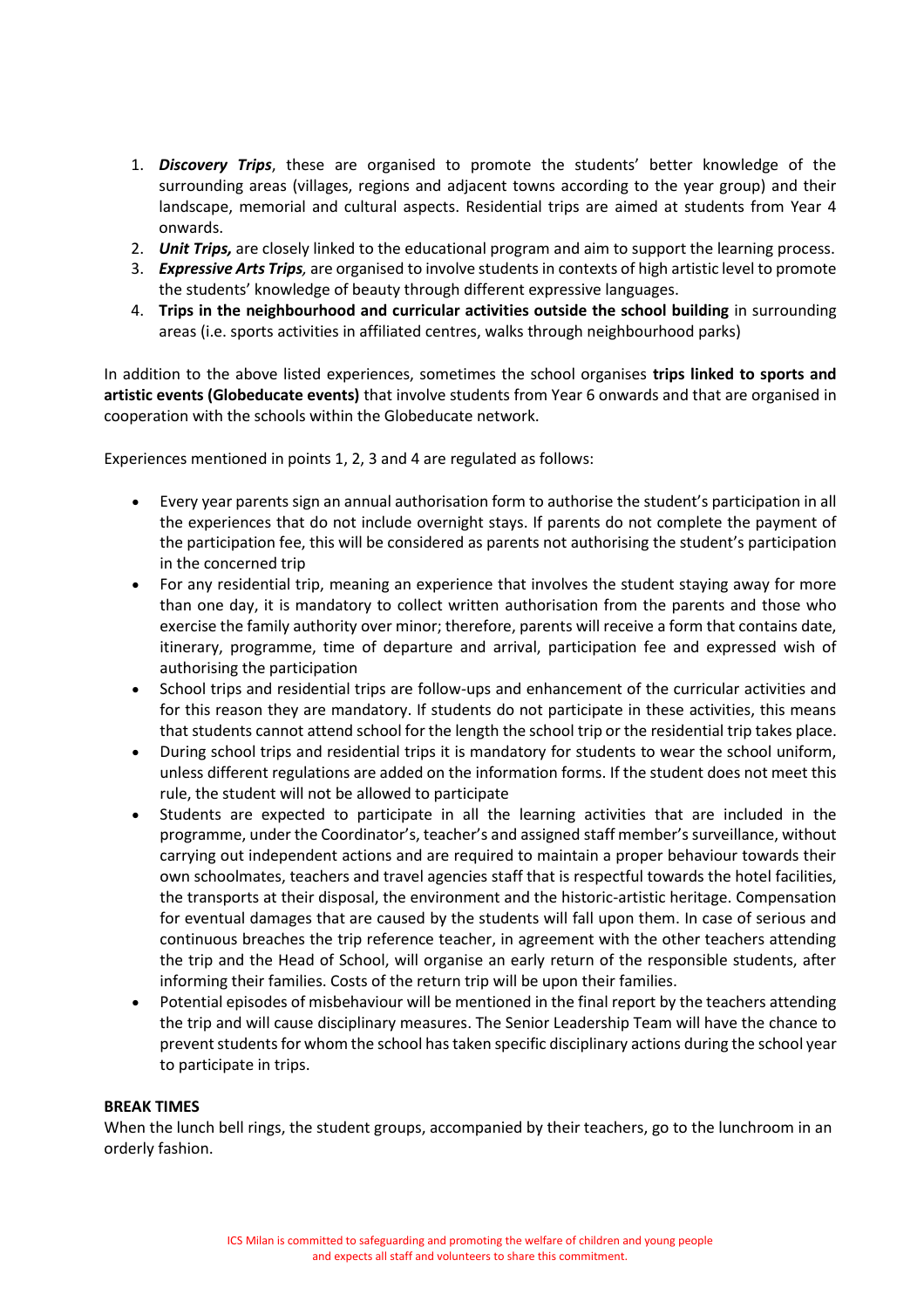1. ***Discovery Trips***, these are organised to promote the students' better knowledge of the surrounding areas (villages, regions and adjacent towns according to the year group) and their landscape, memorial and cultural aspects. Residential trips are aimed at students from Year 4 onwards.
2. ***Unit Trips,*** are closely linked to the educational program and aim to support the learning process.
3. ***Expressive Arts Trips,*** are organised to involve students in contexts of high artistic level to promote the students' knowledge of beauty through different expressive languages.
4. **Trips in the neighbourhood and curricular activities outside the school building** in surrounding areas (i.e. sports activities in affiliated centres, walks through neighbourhood parks)

In addition to the above listed experiences, sometimes the school organises **trips linked to sports and artistic events (Globeducate events)** that involve students from Year 6 onwards and that are organised in cooperation with the schools within the Globeducate network.

Experiences mentioned in points 1, 2, 3 and 4 are regulated as follows:

- Every year parents sign an annual authorisation form to authorise the student's participation in all the experiences that do not include overnight stays. If parents do not complete the payment of the participation fee, this will be considered as parents not authorising the student's participation in the concerned trip
- For any residential trip, meaning an experience that involves the student staying away for more than one day, it is mandatory to collect written authorisation from the parents and those who exercise the family authority over minor; therefore, parents will receive a form that contains date, itinerary, programme, time of departure and arrival, participation fee and expressed wish of authorising the participation
- School trips and residential trips are follow-ups and enhancement of the curricular activities and for this reason they are mandatory. If students do not participate in these activities, this means that students cannot attend school for the length the school trip or the residential trip takes place.
- During school trips and residential trips it is mandatory for students to wear the school uniform, unless different regulations are added on the information forms. If the student does not meet this rule, the student will not be allowed to participate
- Students are expected to participate in all the learning activities that are included in the programme, under the Coordinator's, teacher's and assigned staff member's surveillance, without carrying out independent actions and are required to maintain a proper behaviour towards their own schoolmates, teachers and travel agencies staff that is respectful towards the hotel facilities, the transports at their disposal, the environment and the historic-artistic heritage. Compensation for eventual damages that are caused by the students will fall upon them. In case of serious and continuous breaches the trip reference teacher, in agreement with the other teachers attending the trip and the Head of School, will organise an early return of the responsible students, after informing their families. Costs of the return trip will be upon their families.
- Potential episodes of misbehaviour will be mentioned in the final report by the teachers attending the trip and will cause disciplinary measures. The Senior Leadership Team will have the chance to prevent students for whom the school has taken specific disciplinary actions during the school year to participate in trips.

**BREAK TIMES**

When the lunch bell rings, the student groups, accompanied by their teachers, go to the lunchroom in an orderly fashion.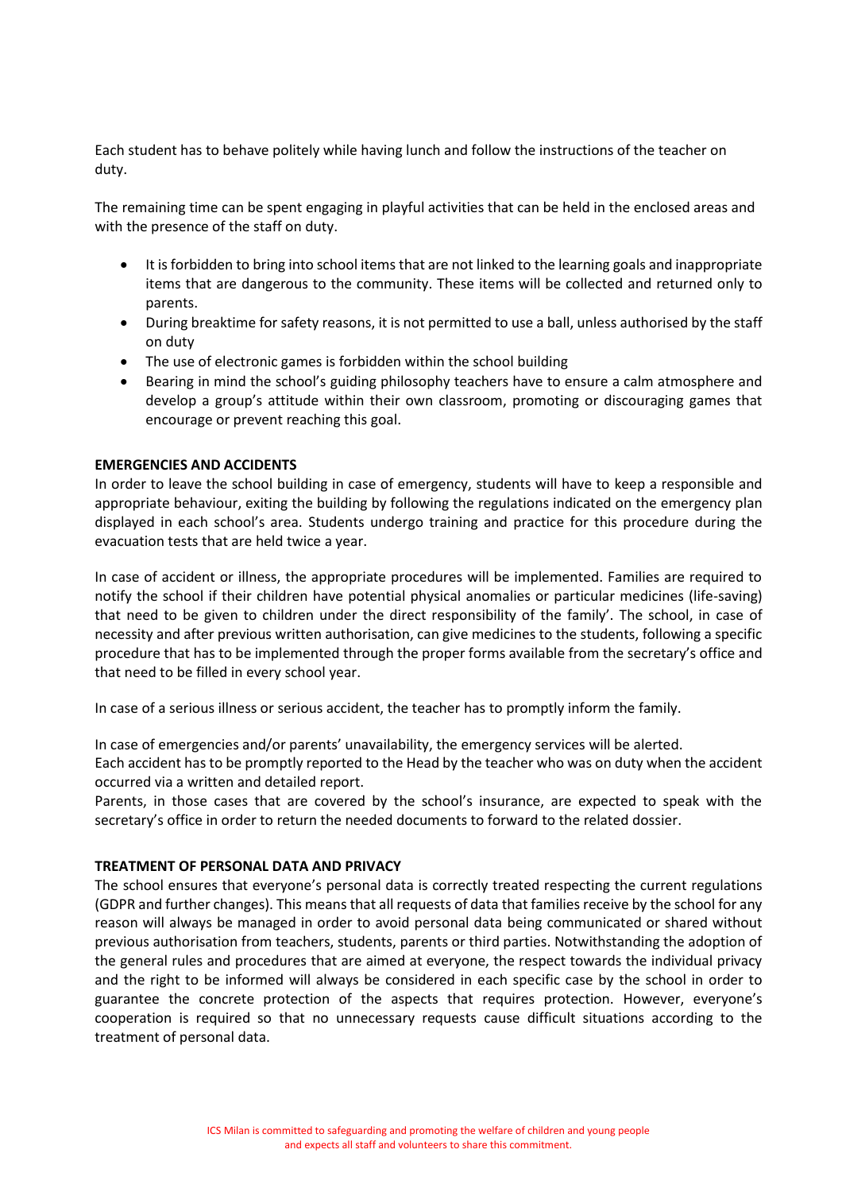Each student has to behave politely while having lunch and follow the instructions of the teacher on duty.

The remaining time can be spent engaging in playful activities that can be held in the enclosed areas and with the presence of the staff on duty.

- It is forbidden to bring into school items that are not linked to the learning goals and inappropriate items that are dangerous to the community. These items will be collected and returned only to parents.
- During breaktime for safety reasons, it is not permitted to use a ball, unless authorised by the staff on duty
- The use of electronic games is forbidden within the school building
- Bearing in mind the school's guiding philosophy teachers have to ensure a calm atmosphere and develop a group's attitude within their own classroom, promoting or discouraging games that encourage or prevent reaching this goal.

**EMERGENCIES AND ACCIDENTS**

In order to leave the school building in case of emergency, students will have to keep a responsible and appropriate behaviour, exiting the building by following the regulations indicated on the emergency plan displayed in each school's area. Students undergo training and practice for this procedure during the evacuation tests that are held twice a year.

In case of accident or illness, the appropriate procedures will be implemented. Families are required to notify the school if their children have potential physical anomalies or particular medicines (life-saving) that need to be given to children under the direct responsibility of the family'. The school, in case of necessity and after previous written authorisation, can give medicines to the students, following a specific procedure that has to be implemented through the proper forms available from the secretary's office and that need to be filled in every school year.

In case of a serious illness or serious accident, the teacher has to promptly inform the family.

In case of emergencies and/or parents' unavailability, the emergency services will be alerted.
Each accident has to be promptly reported to the Head by the teacher who was on duty when the accident occurred via a written and detailed report.
Parents, in those cases that are covered by the school's insurance, are expected to speak with the secretary's office in order to return the needed documents to forward to the related dossier.

**TREATMENT OF PERSONAL DATA AND PRIVACY**

The school ensures that everyone's personal data is correctly treated respecting the current regulations (GDPR and further changes). This means that all requests of data that families receive by the school for any reason will always be managed in order to avoid personal data being communicated or shared without previous authorisation from teachers, students, parents or third parties. Notwithstanding the adoption of the general rules and procedures that are aimed at everyone, the respect towards the individual privacy and the right to be informed will always be considered in each specific case by the school in order to guarantee the concrete protection of the aspects that requires protection. However, everyone's cooperation is required so that no unnecessary requests cause difficult situations according to the treatment of personal data.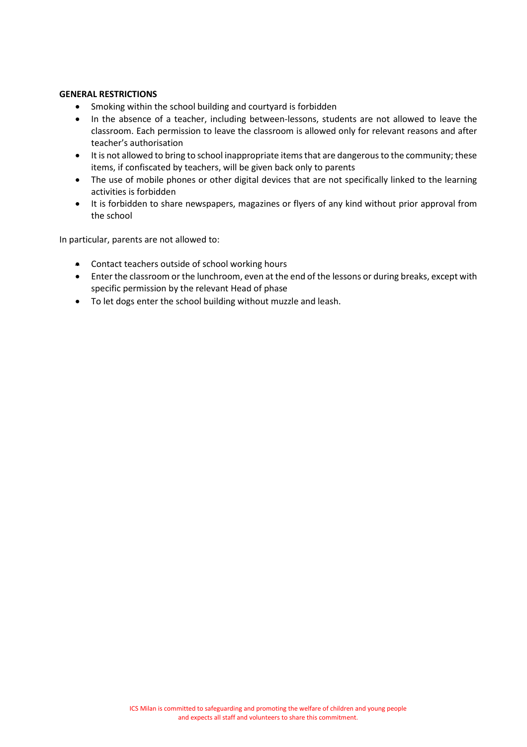**GENERAL RESTRICTIONS**

- Smoking within the school building and courtyard is forbidden
- In the absence of a teacher, including between-lessons, students are not allowed to leave the classroom. Each permission to leave the classroom is allowed only for relevant reasons and after teacher's authorisation
- It is not allowed to bring to school inappropriate items that are dangerous to the community; these items, if confiscated by teachers, will be given back only to parents
- The use of mobile phones or other digital devices that are not specifically linked to the learning activities is forbidden
- It is forbidden to share newspapers, magazines or flyers of any kind without prior approval from the school

In particular, parents are not allowed to:

- Contact teachers outside of school working hours
- Enter the classroom or the lunchroom, even at the end of the lessons or during breaks, except with specific permission by the relevant Head of phase
- To let dogs enter the school building without muzzle and leash.